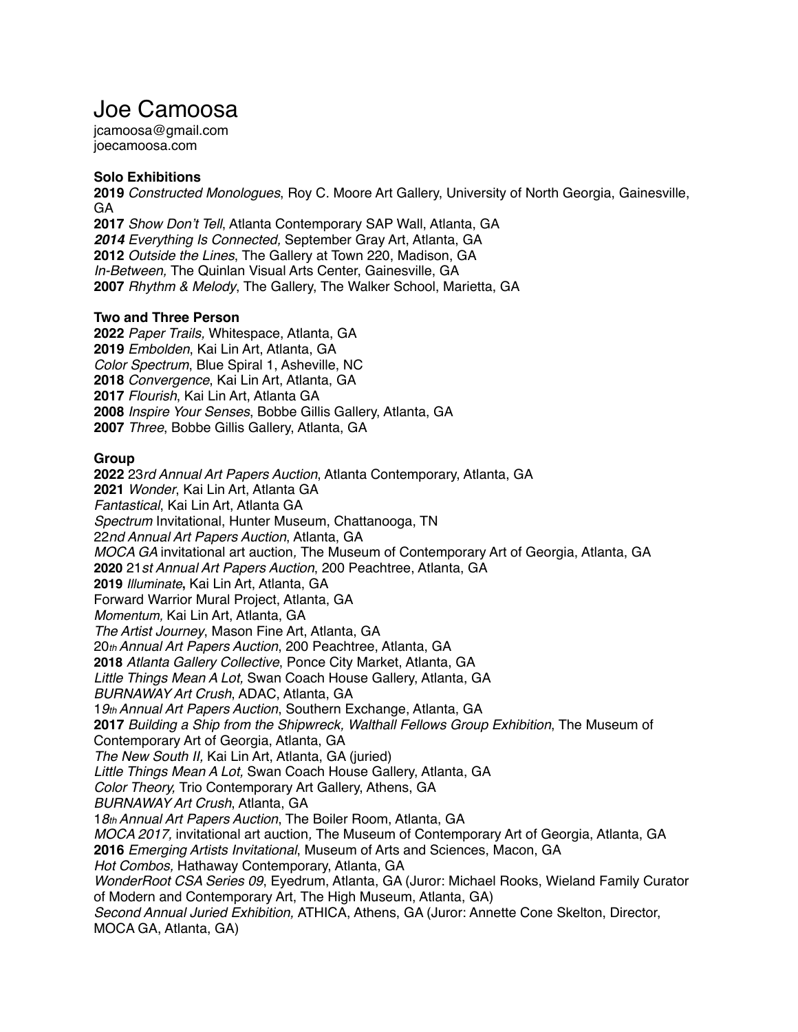# Joe Camoosa

jcamoosa@gmail.com
joecamoosa.com

**Solo Exhibitions**

**2019** *Constructed Monologues*, Roy C. Moore Art Gallery, University of North Georgia, Gainesville, GA
**2017** *Show Don't Tell*, Atlanta Contemporary SAP Wall, Atlanta, GA
***2014*** *Everything Is Connected,* September Gray Art, Atlanta, GA
**2012** *Outside the Lines*, The Gallery at Town 220, Madison, GA
*In-Between,* The Quinlan Visual Arts Center, Gainesville, GA
**2007** *Rhythm & Melody*, The Gallery, The Walker School, Marietta, GA

**Two and Three Person**

**2022** *Paper Trails,* Whitespace, Atlanta, GA
**2019** *Embolden*, Kai Lin Art, Atlanta, GA
*Color Spectrum*, Blue Spiral 1, Asheville, NC
**2018** *Convergence*, Kai Lin Art, Atlanta, GA
**2017** *Flourish*, Kai Lin Art, Atlanta GA
**2008** *Inspire Your Senses*, Bobbe Gillis Gallery, Atlanta, GA
**2007** *Three*, Bobbe Gillis Gallery, Atlanta, GA

**Group**

**2022** 23*rd Annual Art Papers Auction*, Atlanta Contemporary, Atlanta, GA
**2021** *Wonder*, Kai Lin Art, Atlanta GA
*Fantastical*, Kai Lin Art, Atlanta GA
*Spectrum* Invitational, Hunter Museum, Chattanooga, TN
22*nd Annual Art Papers Auction*, Atlanta, GA
*MOCA GA* invitational art auction*,* The Museum of Contemporary Art of Georgia, Atlanta, GA
**2020** 21*st Annual Art Papers Auction*, 200 Peachtree, Atlanta, GA
**2019** *Illuminate***,** Kai Lin Art, Atlanta, GA
Forward Warrior Mural Project, Atlanta, GA
*Momentum,* Kai Lin Art, Atlanta, GA
*The Artist Journey*, Mason Fine Art, Atlanta, GA
20*th Annual Art Papers Auction*, 200 Peachtree, Atlanta, GA
**2018** *Atlanta Gallery Collective*, Ponce City Market, Atlanta, GA
*Little Things Mean A Lot,* Swan Coach House Gallery, Atlanta, GA
*BURNAWAY Art Crush*, ADAC, Atlanta, GA
1*9th Annual Art Papers Auction*, Southern Exchange, Atlanta, GA
**2017** *Building a Ship from the Shipwreck, Walthall Fellows Group Exhibition*, The Museum of Contemporary Art of Georgia, Atlanta, GA
*The New South II,* Kai Lin Art, Atlanta, GA (juried)
*Little Things Mean A Lot,* Swan Coach House Gallery, Atlanta, GA
*Color Theory,* Trio Contemporary Art Gallery, Athens, GA
*BURNAWAY Art Crush*, Atlanta, GA
1*8th Annual Art Papers Auction*, The Boiler Room, Atlanta, GA
*MOCA 2017,* invitational art auction*,* The Museum of Contemporary Art of Georgia, Atlanta, GA
**2016** *Emerging Artists Invitational*, Museum of Arts and Sciences, Macon, GA
*Hot Combos,* Hathaway Contemporary, Atlanta, GA
*WonderRoot CSA Series 09*, Eyedrum, Atlanta, GA (Juror: Michael Rooks, Wieland Family Curator of Modern and Contemporary Art, The High Museum, Atlanta, GA)
*Second Annual Juried Exhibition,* ATHICA, Athens, GA (Juror: Annette Cone Skelton, Director, MOCA GA, Atlanta, GA)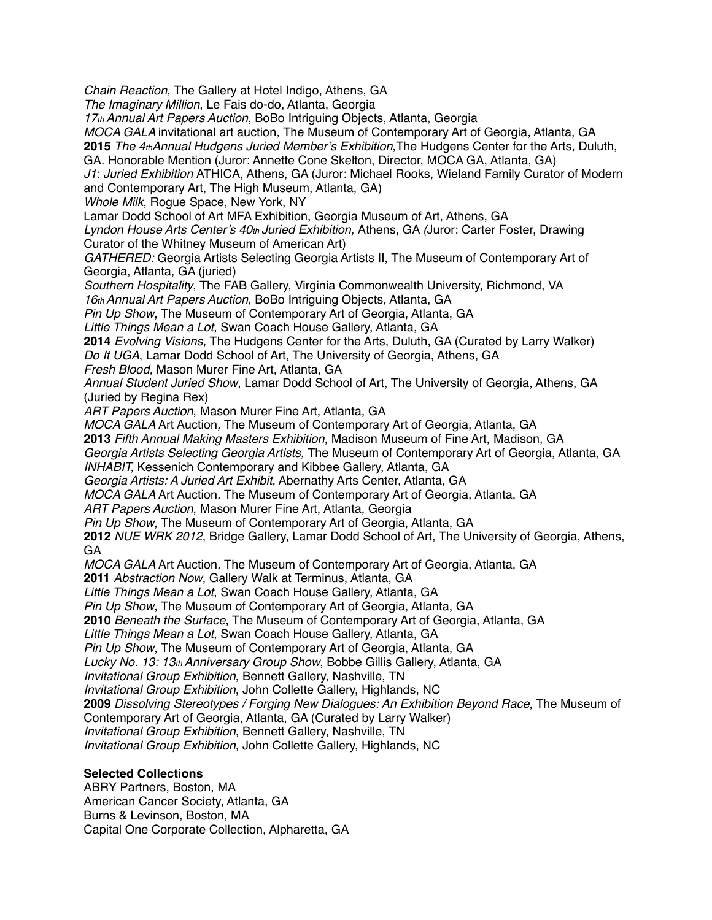*Chain Reaction*, The Gallery at Hotel Indigo, Athens, GA
*The Imaginary Million*, Le Fais do-do, Atlanta, Georgia
*17th Annual Art Papers Auction*, BoBo Intriguing Objects, Atlanta, Georgia
*MOCA GALA* invitational art auction*,* The Museum of Contemporary Art of Georgia, Atlanta, GA
**2015** *The 4thAnnual Hudgens Juried Member's Exhibition*,The Hudgens Center for the Arts, Duluth, GA. Honorable Mention (Juror: Annette Cone Skelton, Director, MOCA GA, Atlanta, GA)
*J1*: *Juried Exhibition* ATHICA, Athens, GA (Juror: Michael Rooks, Wieland Family Curator of Modern and Contemporary Art, The High Museum, Atlanta, GA)
*Whole Milk*, Rogue Space, New York, NY
Lamar Dodd School of Art MFA Exhibition, Georgia Museum of Art, Athens, GA
*Lyndon House Arts Center's 40th Juried Exhibition,* Athens, GA *(*Juror: Carter Foster, Drawing Curator of the Whitney Museum of American Art)
*GATHERED:* Georgia Artists Selecting Georgia Artists II, The Museum of Contemporary Art of Georgia, Atlanta, GA (juried)
*Southern Hospitality*, The FAB Gallery, Virginia Commonwealth University, Richmond, VA
*16th Annual Art Papers Auction*, BoBo Intriguing Objects, Atlanta, GA
*Pin Up Show*, The Museum of Contemporary Art of Georgia, Atlanta, GA
*Little Things Mean a Lot*, Swan Coach House Gallery, Atlanta, GA
**2014** *Evolving Visions,* The Hudgens Center for the Arts, Duluth, GA (Curated by Larry Walker)
*Do It UGA*, Lamar Dodd School of Art, The University of Georgia, Athens, GA
*Fresh Blood,* Mason Murer Fine Art, Atlanta, GA
*Annual Student Juried Show*, Lamar Dodd School of Art, The University of Georgia, Athens, GA (Juried by Regina Rex)
*ART Papers Auction*, Mason Murer Fine Art, Atlanta, GA
*MOCA GALA* Art Auction*,* The Museum of Contemporary Art of Georgia, Atlanta, GA
**2013** *Fifth Annual Making Masters Exhibition*, Madison Museum of Fine Art, Madison, GA
*Georgia Artists Selecting Georgia Artists,* The Museum of Contemporary Art of Georgia, Atlanta, GA
*INHABIT,* Kessenich Contemporary and Kibbee Gallery, Atlanta, GA
*Georgia Artists: A Juried Art Exhibit*, Abernathy Arts Center, Atlanta, GA
*MOCA GALA* Art Auction*,* The Museum of Contemporary Art of Georgia, Atlanta, GA
*ART Papers Auction*, Mason Murer Fine Art, Atlanta, Georgia
*Pin Up Show*, The Museum of Contemporary Art of Georgia, Atlanta, GA
**2012** *NUE WRK 2012*, Bridge Gallery, Lamar Dodd School of Art, The University of Georgia, Athens, GA
*MOCA GALA* Art Auction*,* The Museum of Contemporary Art of Georgia, Atlanta, GA
**2011** *Abstraction Now*, Gallery Walk at Terminus, Atlanta, GA
*Little Things Mean a Lot*, Swan Coach House Gallery, Atlanta, GA
*Pin Up Show*, The Museum of Contemporary Art of Georgia, Atlanta, GA
**2010** *Beneath the Surface*, The Museum of Contemporary Art of Georgia, Atlanta, GA
*Little Things Mean a Lot*, Swan Coach House Gallery, Atlanta, GA
*Pin Up Show*, The Museum of Contemporary Art of Georgia, Atlanta, GA
*Lucky No. 13: 13th Anniversary Group Show*, Bobbe Gillis Gallery, Atlanta, GA
*Invitational Group Exhibition*, Bennett Gallery, Nashville, TN
*Invitational Group Exhibition*, John Collette Gallery, Highlands, NC
**2009** *Dissolving Stereotypes / Forging New Dialogues: An Exhibition Beyond Race*, The Museum of Contemporary Art of Georgia, Atlanta, GA (Curated by Larry Walker)
*Invitational Group Exhibition*, Bennett Gallery, Nashville, TN
*Invitational Group Exhibition*, John Collette Gallery, Highlands, NC

**Selected Collections**
ABRY Partners, Boston, MA
American Cancer Society, Atlanta, GA
Burns & Levinson, Boston, MA
Capital One Corporate Collection, Alpharetta, GA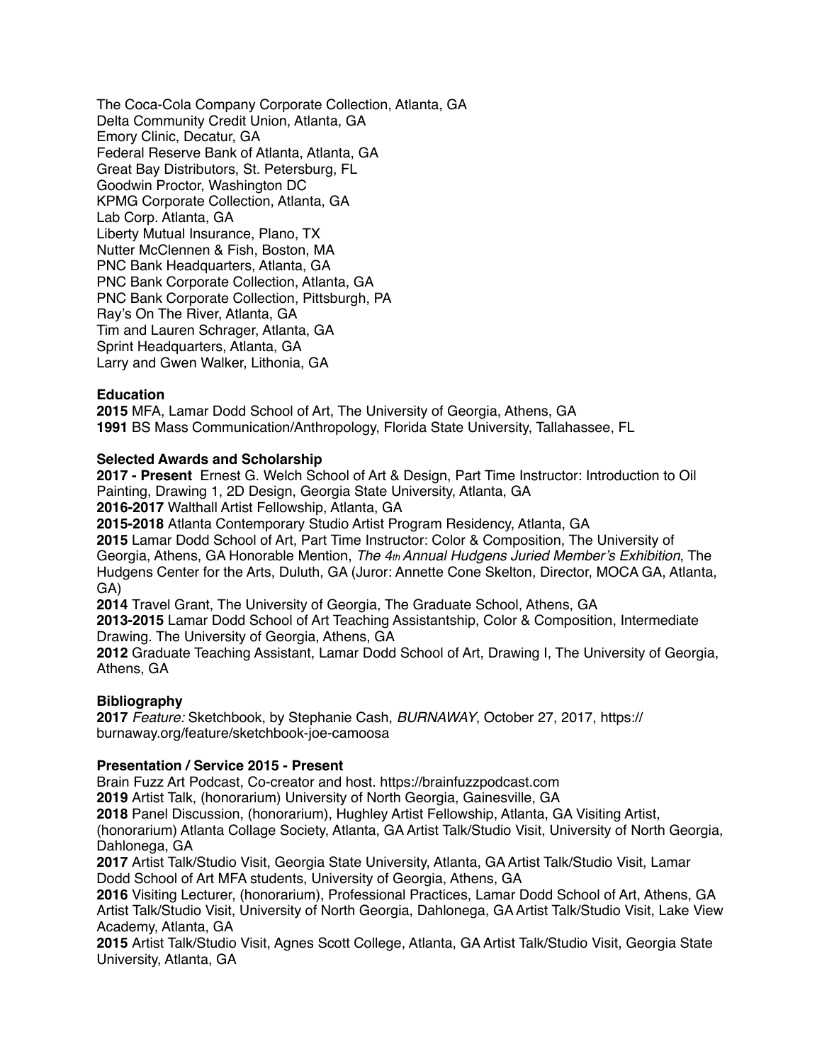The Coca-Cola Company Corporate Collection, Atlanta, GA
Delta Community Credit Union, Atlanta, GA
Emory Clinic, Decatur, GA
Federal Reserve Bank of Atlanta, Atlanta, GA
Great Bay Distributors, St. Petersburg, FL
Goodwin Proctor, Washington DC
KPMG Corporate Collection, Atlanta, GA
Lab Corp. Atlanta, GA
Liberty Mutual Insurance, Plano, TX
Nutter McClennen & Fish, Boston, MA
PNC Bank Headquarters, Atlanta, GA
PNC Bank Corporate Collection, Atlanta, GA
PNC Bank Corporate Collection, Pittsburgh, PA
Ray's On The River, Atlanta, GA
Tim and Lauren Schrager, Atlanta, GA
Sprint Headquarters, Atlanta, GA
Larry and Gwen Walker, Lithonia, GA

**Education**

**2015** MFA, Lamar Dodd School of Art, The University of Georgia, Athens, GA
**1991** BS Mass Communication/Anthropology, Florida State University, Tallahassee, FL

**Selected Awards and Scholarship**

**2017 - Present** Ernest G. Welch School of Art & Design, Part Time Instructor: Introduction to Oil Painting, Drawing 1, 2D Design, Georgia State University, Atlanta, GA
**2016-2017** Walthall Artist Fellowship, Atlanta, GA
**2015-2018** Atlanta Contemporary Studio Artist Program Residency, Atlanta, GA
**2015** Lamar Dodd School of Art, Part Time Instructor: Color & Composition, The University of Georgia, Athens, GA Honorable Mention, *The 4th Annual Hudgens Juried Member's Exhibition*, The Hudgens Center for the Arts, Duluth, GA (Juror: Annette Cone Skelton, Director, MOCA GA, Atlanta, GA)
**2014** Travel Grant, The University of Georgia, The Graduate School, Athens, GA
**2013-2015** Lamar Dodd School of Art Teaching Assistantship, Color & Composition, Intermediate Drawing. The University of Georgia, Athens, GA
**2012** Graduate Teaching Assistant, Lamar Dodd School of Art, Drawing I, The University of Georgia, Athens, GA

**Bibliography**

**2017** *Feature:* Sketchbook, by Stephanie Cash, *BURNAWAY*, October 27, 2017, https://burnaway.org/feature/sketchbook-joe-camoosa

**Presentation / Service 2015 - Present**

Brain Fuzz Art Podcast, Co-creator and host. https://brainfuzzpodcast.com
**2019** Artist Talk, (honorarium) University of North Georgia, Gainesville, GA
**2018** Panel Discussion, (honorarium), Hughley Artist Fellowship, Atlanta, GA Visiting Artist, (honorarium) Atlanta Collage Society, Atlanta, GA Artist Talk/Studio Visit, University of North Georgia, Dahlonega, GA
**2017** Artist Talk/Studio Visit, Georgia State University, Atlanta, GA Artist Talk/Studio Visit, Lamar Dodd School of Art MFA students, University of Georgia, Athens, GA
**2016** Visiting Lecturer, (honorarium), Professional Practices, Lamar Dodd School of Art, Athens, GA Artist Talk/Studio Visit, University of North Georgia, Dahlonega, GA Artist Talk/Studio Visit, Lake View Academy, Atlanta, GA
**2015** Artist Talk/Studio Visit, Agnes Scott College, Atlanta, GA Artist Talk/Studio Visit, Georgia State University, Atlanta, GA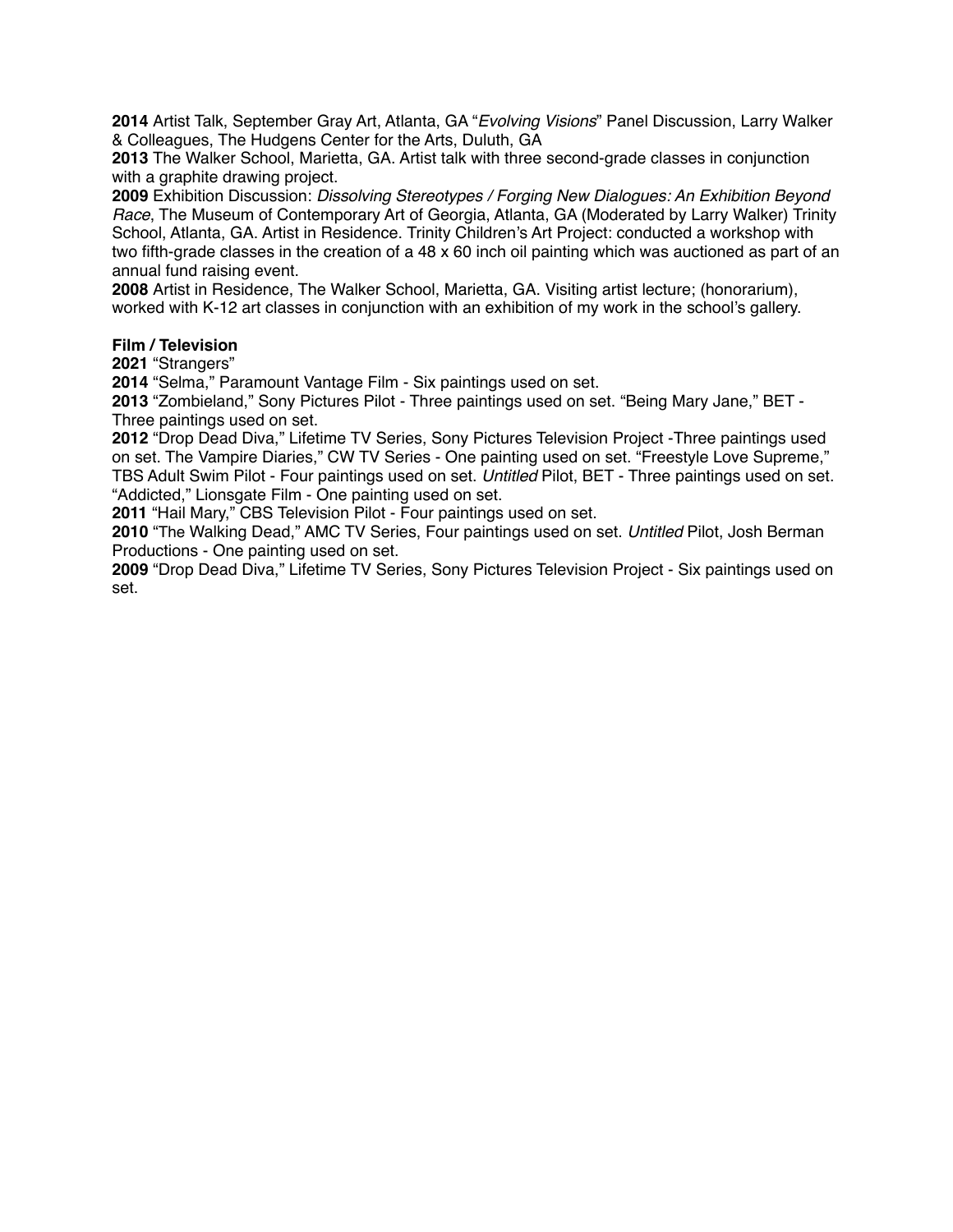**2014** Artist Talk, September Gray Art, Atlanta, GA "*Evolving Visions*" Panel Discussion, Larry Walker & Colleagues, The Hudgens Center for the Arts, Duluth, GA
**2013** The Walker School, Marietta, GA. Artist talk with three second-grade classes in conjunction with a graphite drawing project.
**2009** Exhibition Discussion: *Dissolving Stereotypes / Forging New Dialogues: An Exhibition Beyond Race*, The Museum of Contemporary Art of Georgia, Atlanta, GA (Moderated by Larry Walker) Trinity School, Atlanta, GA. Artist in Residence. Trinity Children's Art Project: conducted a workshop with two fifth-grade classes in the creation of a 48 x 60 inch oil painting which was auctioned as part of an annual fund raising event.
**2008** Artist in Residence, The Walker School, Marietta, GA. Visiting artist lecture; (honorarium), worked with K-12 art classes in conjunction with an exhibition of my work in the school's gallery.

**Film / Television**
**2021** "Strangers"
**2014** "Selma," Paramount Vantage Film - Six paintings used on set.
**2013** "Zombieland," Sony Pictures Pilot - Three paintings used on set. "Being Mary Jane," BET - Three paintings used on set.
**2012** "Drop Dead Diva," Lifetime TV Series, Sony Pictures Television Project -Three paintings used on set. The Vampire Diaries," CW TV Series - One painting used on set. "Freestyle Love Supreme," TBS Adult Swim Pilot - Four paintings used on set. *Untitled* Pilot, BET - Three paintings used on set. "Addicted," Lionsgate Film - One painting used on set.
**2011** "Hail Mary," CBS Television Pilot - Four paintings used on set.
**2010** "The Walking Dead," AMC TV Series, Four paintings used on set. *Untitled* Pilot, Josh Berman Productions - One painting used on set.
**2009** "Drop Dead Diva," Lifetime TV Series, Sony Pictures Television Project - Six paintings used on set.